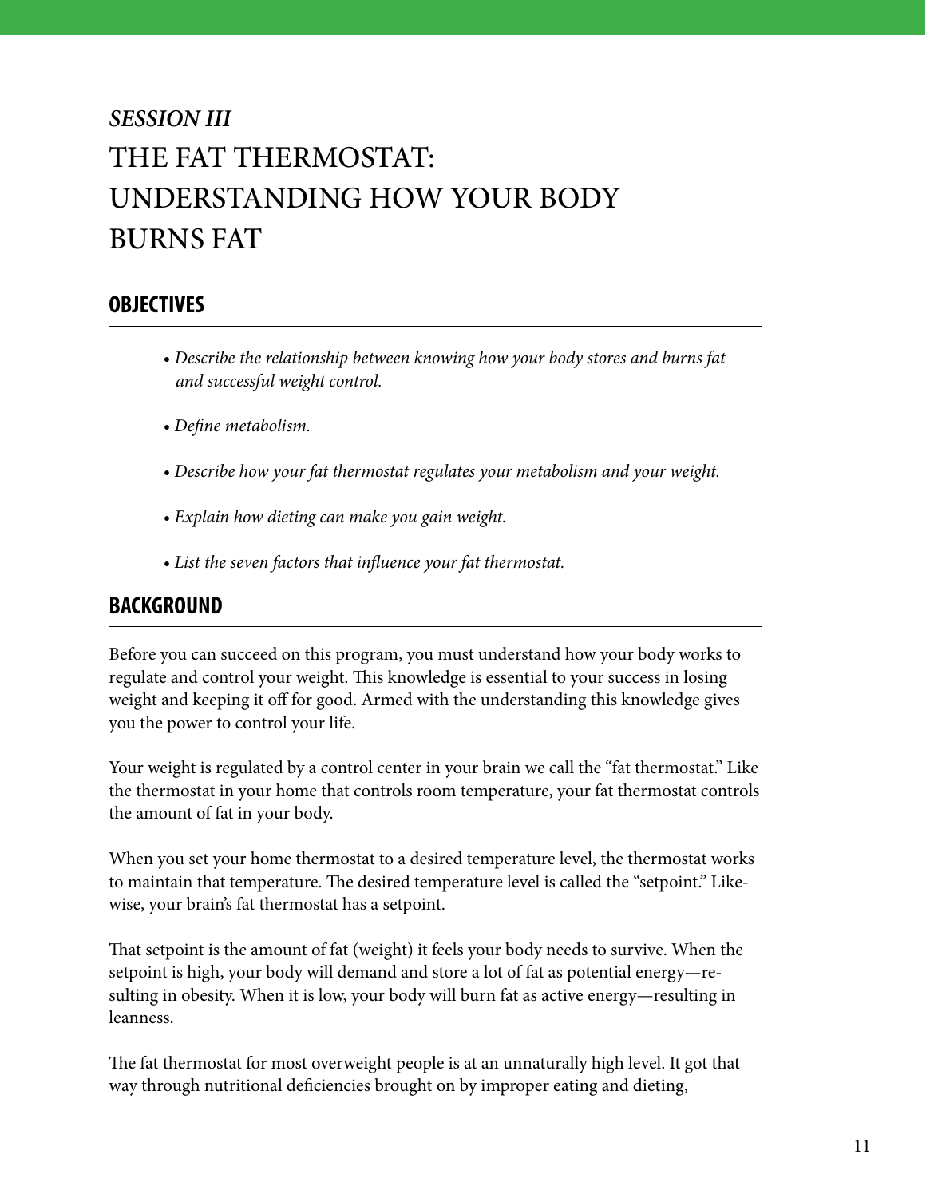*SESSION III*

# THE FAT THERMOSTAT: UNDERSTANDING HOW YOUR BODY BURNS FAT

## OBJECTIVES

- *Describe the relationship between knowing how your body stores and burns fat and successful weight control.*
- *Define metabolism.*
- *Describe how your fat thermostat regulates your metabolism and your weight.*
- *Explain how dieting can make you gain weight.*
- *List the seven factors that influence your fat thermostat.*

## BACKGROUND

Before you can succeed on this program, you must understand how your body works to regulate and control your weight. This knowledge is essential to your success in losing weight and keeping it off for good. Armed with the understanding this knowledge gives you the power to control your life.

Your weight is regulated by a control center in your brain we call the "fat thermostat." Like the thermostat in your home that controls room temperature, your fat thermostat controls the amount of fat in your body.

When you set your home thermostat to a desired temperature level, the thermostat works to maintain that temperature. The desired temperature level is called the "setpoint." Likewise, your brain's fat thermostat has a setpoint.

That setpoint is the amount of fat (weight) it feels your body needs to survive. When the setpoint is high, your body will demand and store a lot of fat as potential energy—resulting in obesity. When it is low, your body will burn fat as active energy—resulting in leanness.

The fat thermostat for most overweight people is at an unnaturally high level. It got that way through nutritional deficiencies brought on by improper eating and dieting,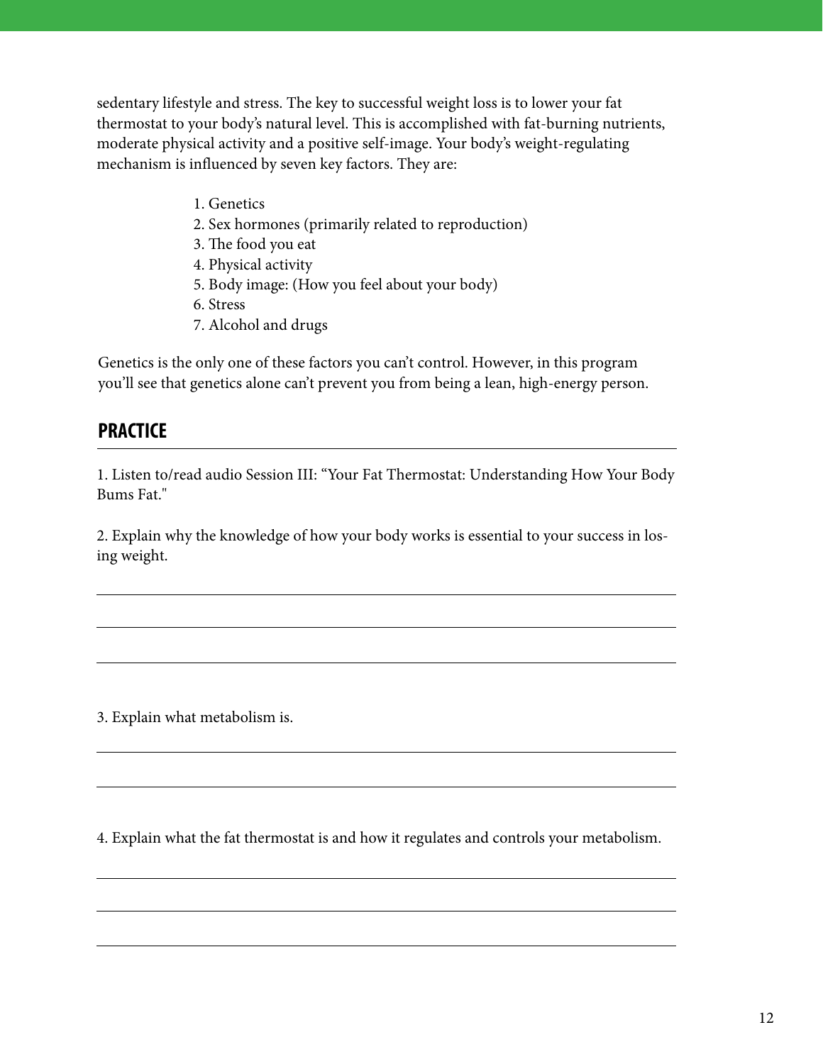sedentary lifestyle and stress. The key to successful weight loss is to lower your fat thermostat to your body's natural level. This is accomplished with fat-burning nutrients, moderate physical activity and a positive self-image. Your body's weight-regulating mechanism is influenced by seven key factors. They are:

1. Genetics
2. Sex hormones (primarily related to reproduction)
3. The food you eat
4. Physical activity
5. Body image: (How you feel about your body)
6. Stress
7. Alcohol and drugs

Genetics is the only one of these factors you can't control. However, in this program you'll see that genetics alone can't prevent you from being a lean, high-energy person.

## PRACTICE

1. Listen to/read audio Session III: "Your Fat Thermostat: Understanding How Your Body Bums Fat."

2. Explain why the knowledge of how your body works is essential to your success in losing weight.

_______________________________________________

_______________________________________________

_______________________________________________

3. Explain what metabolism is.

_______________________________________________

_______________________________________________

4. Explain what the fat thermostat is and how it regulates and controls your metabolism.

_______________________________________________

_______________________________________________

_______________________________________________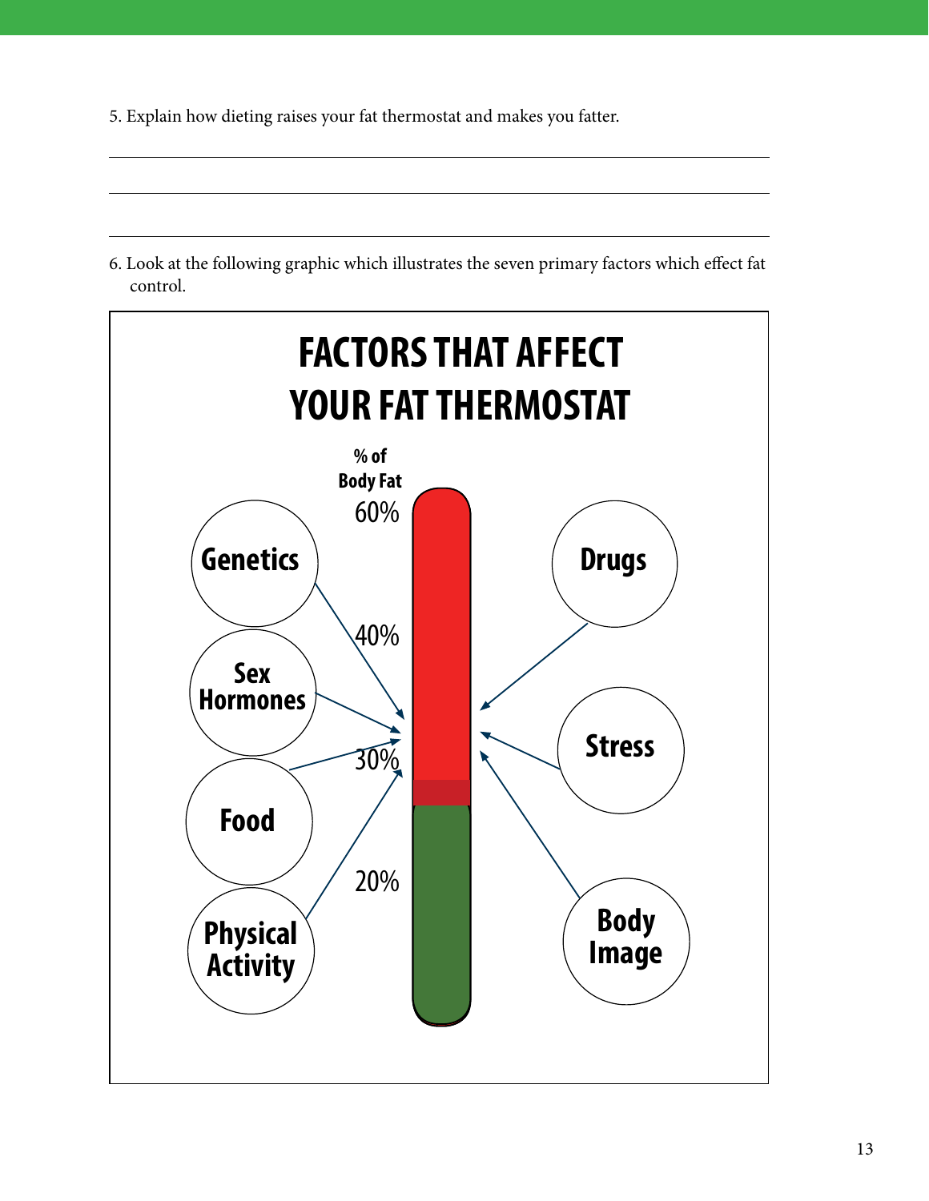5. Explain how dieting raises your fat thermostat and makes you fatter.

6. Look at the following graphic which illustrates the seven primary factors which effect fat control.

FACTORS THAT AFFECT YOUR FAT THERMOSTAT

% of Body Fat

60%

40%

30%

20%

Genetics

Sex Hormones

Food

Physical Activity

Drugs

Stress

Body Image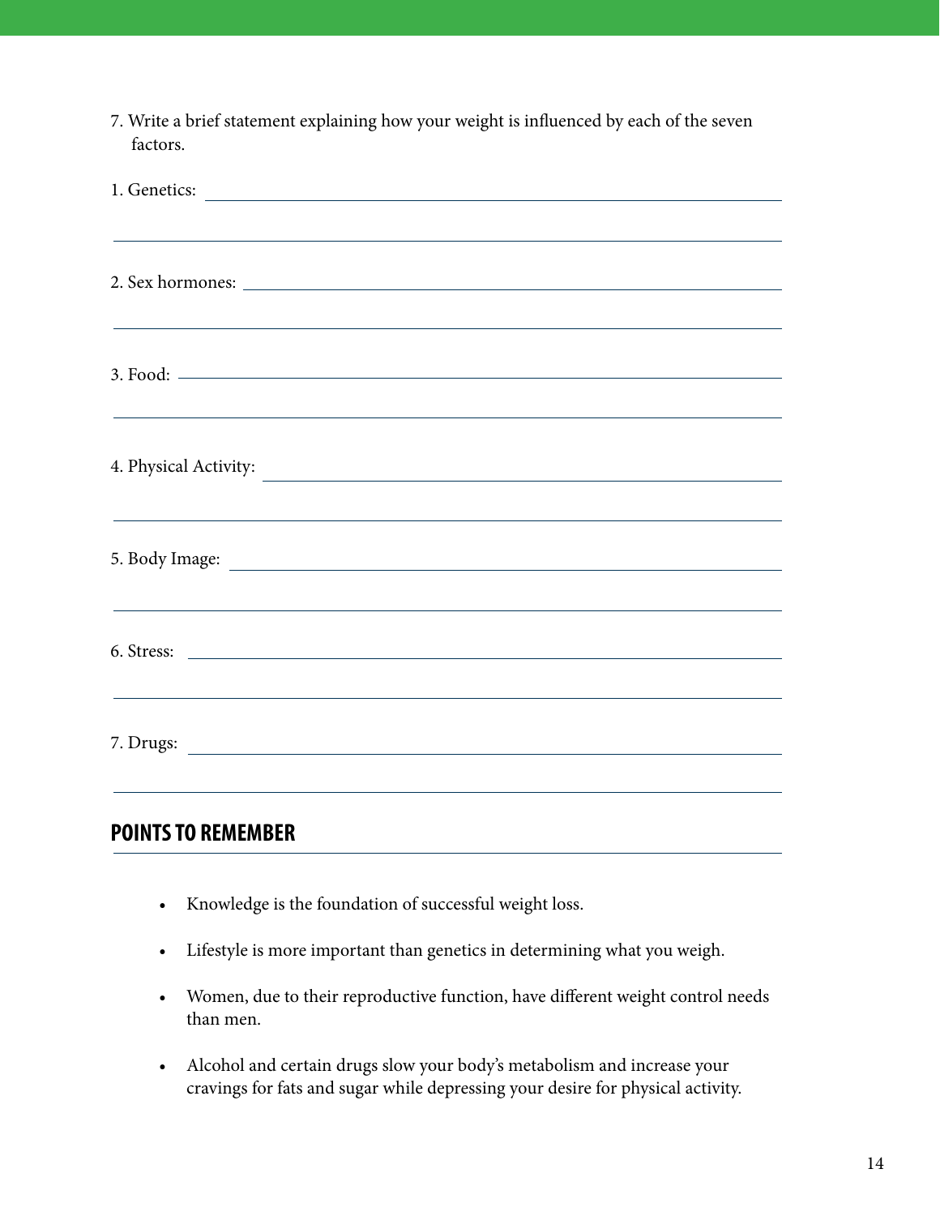7. Write a brief statement explaining how your weight is influenced by each of the seven factors.

1. Genetics: ______________________________

______________________________

2. Sex hormones: ______________________________

______________________________

3. Food: ______________________________

______________________________

4. Physical Activity: ______________________________

______________________________

5. Body Image: ______________________________

______________________________

6. Stress: ______________________________

______________________________

7. Drugs: ______________________________

______________________________

## POINTS TO REMEMBER

- Knowledge is the foundation of successful weight loss.
- Lifestyle is more important than genetics in determining what you weigh.
- Women, due to their reproductive function, have different weight control needs than men.
- Alcohol and certain drugs slow your body's metabolism and increase your cravings for fats and sugar while depressing your desire for physical activity.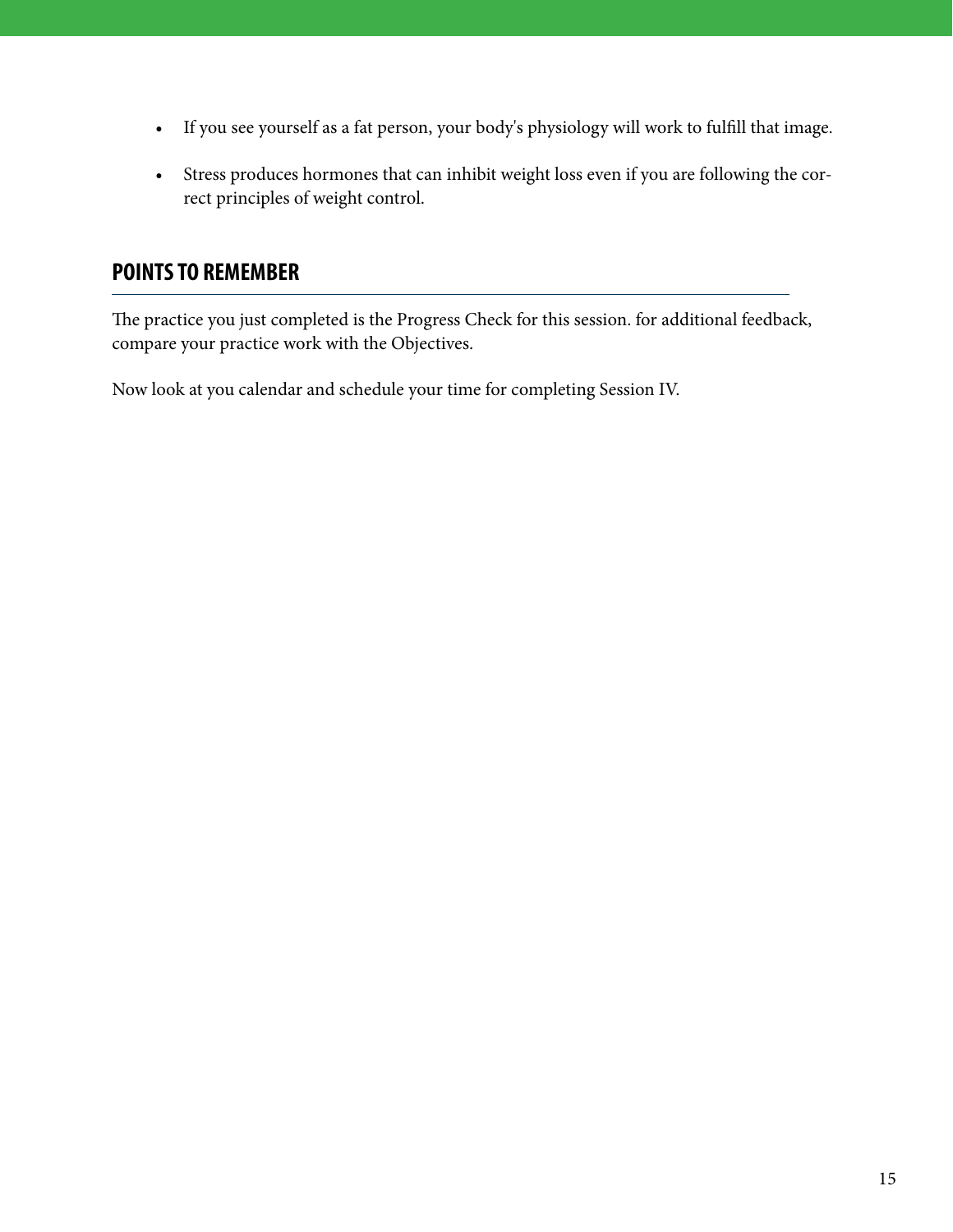- If you see yourself as a fat person, your body's physiology will work to fulfill that image.
- Stress produces hormones that can inhibit weight loss even if you are following the correct principles of weight control.

## POINTS TO REMEMBER

The practice you just completed is the Progress Check for this session. for additional feedback, compare your practice work with the Objectives.

Now look at you calendar and schedule your time for completing Session IV.